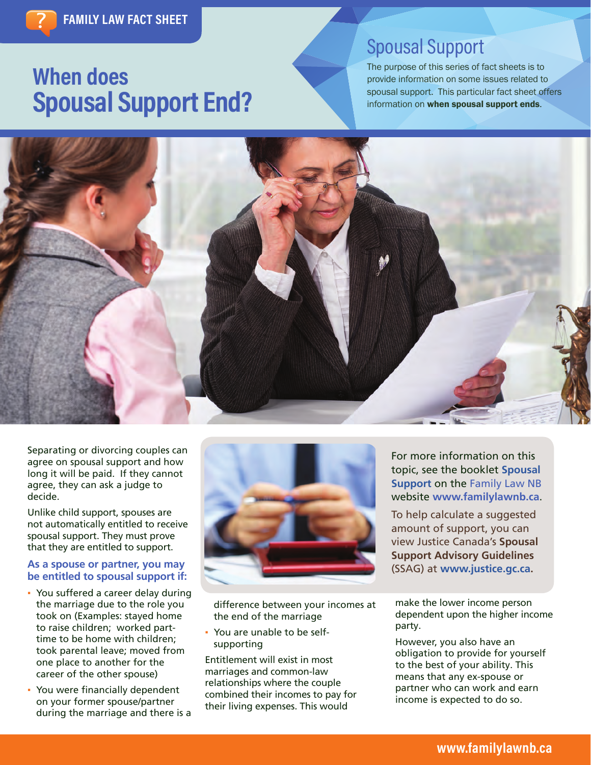FAMILY LAW FACT SHEET

# When does Spousal Support End?

## Spousal Support

The purpose of this series of fact sheets is to provide information on some issues related to spousal support. This particular fact sheet offers information on **when spousal support ends**.

Separating or divorcing couples can agree on spousal support and how long it will be paid. If they cannot agree, they can ask a judge to decide.

Unlike child support, spouses are not automatically entitled to receive spousal support. They must prove that they are entitled to support.

### As a spouse or partner, you may be entitled to spousal support if:

- You suffered a career delay during the marriage due to the role you took on (Examples: stayed home to raise children; worked part-time to be home with children; took parental leave; moved from one place to another for the career of the other spouse)
- You were financially dependent on your former spouse/partner during the marriage and there is a difference between your incomes at the end of the marriage
- You are unable to be self-supporting

Entitlement will exist in most marriages and common-law relationships where the couple combined their incomes to pay for their living expenses. This would make the lower income person dependent upon the higher income party.

However, you also have an obligation to provide for yourself to the best of your ability. This means that any ex-spouse or partner who can work and earn income is expected to do so.

For more information on this topic, see the booklet **Spousal Support** on the Family Law NB website **www.familylawnb.ca**.

To help calculate a suggested amount of support, you can view Justice Canada's **Spousal Support Advisory Guidelines** (SSAG) at **www.justice.gc.ca**.

www.familylawnb.ca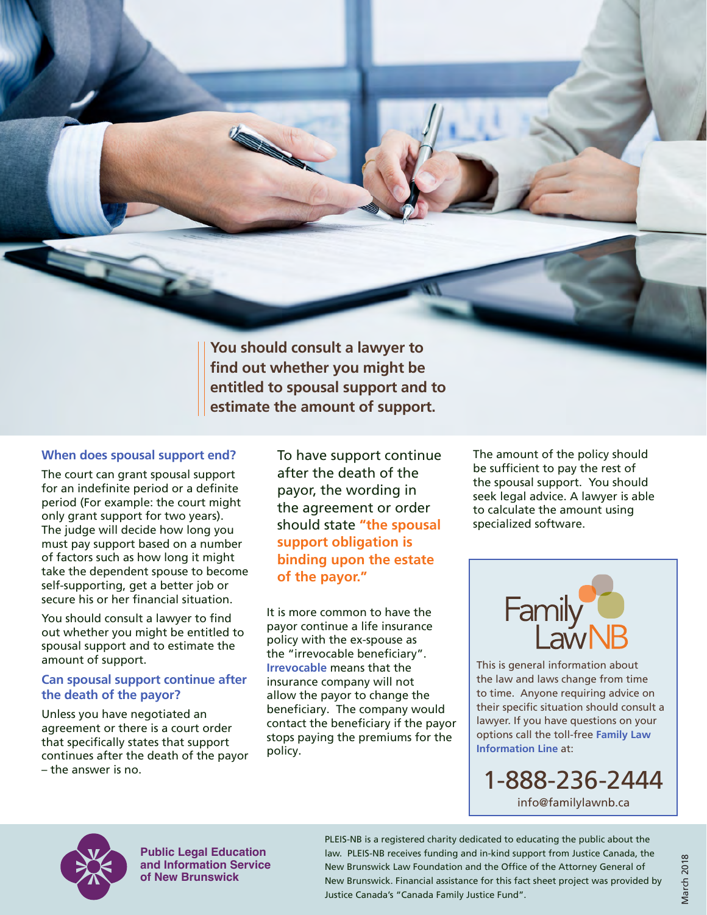**You should consult a lawyer to find out whether you might be entitled to spousal support and to estimate the amount of support.**

### When does spousal support end?

The court can grant spousal support for an indefinite period or a definite period (For example: the court might only grant support for two years). The judge will decide how long you must pay support based on a number of factors such as how long it might take the dependent spouse to become self-supporting, get a better job or secure his or her financial situation.

You should consult a lawyer to find out whether you might be entitled to spousal support and to estimate the amount of support.

### Can spousal support continue after the death of the payor?

Unless you have negotiated an agreement or there is a court order that specifically states that support continues after the death of the payor – the answer is no.

To have support continue after the death of the payor, the wording in the agreement or order should state **"the spousal support obligation is binding upon the estate of the payor."**

It is more common to have the payor continue a life insurance policy with the ex-spouse as the "irrevocable beneficiary". **Irrevocable** means that the insurance company will not allow the payor to change the beneficiary. The company would contact the beneficiary if the payor stops paying the premiums for the policy.

The amount of the policy should be sufficient to pay the rest of the spousal support. You should seek legal advice. A lawyer is able to calculate the amount using specialized software.

Family LawNB

This is general information about the law and laws change from time to time. Anyone requiring advice on their specific situation should consult a lawyer. If you have questions on your options call the toll-free **Family Law Information Line** at:

**1-888-236-2444**

info@familylawnb.ca

**Public Legal Education and Information Service of New Brunswick**

PLEIS-NB is a registered charity dedicated to educating the public about the law. PLEIS-NB receives funding and in-kind support from Justice Canada, the New Brunswick Law Foundation and the Office of the Attorney General of New Brunswick. Financial assistance for this fact sheet project was provided by Justice Canada's "Canada Family Justice Fund".

March 2018